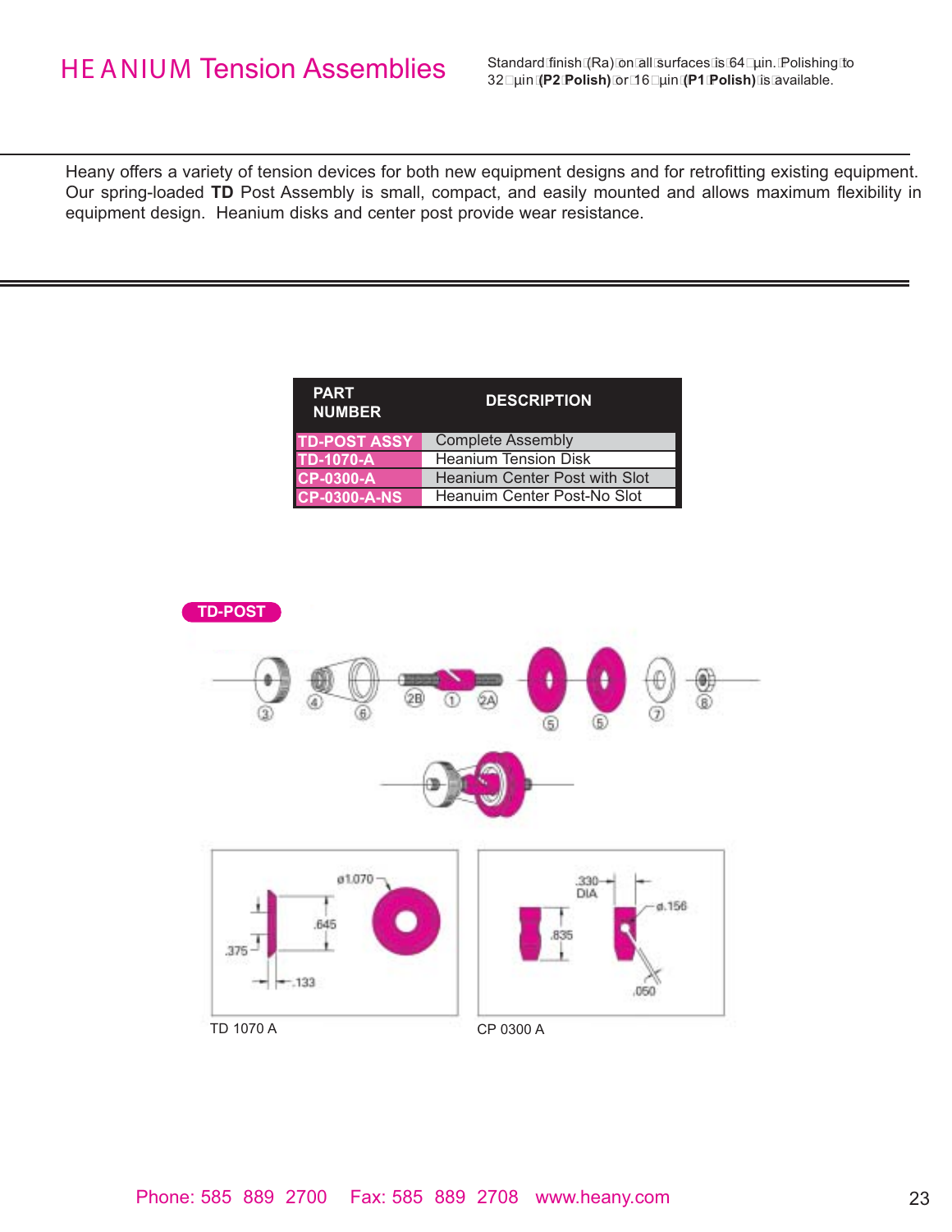# HEANIUM Tension Assemblies

Standard finish (Ra) on all surfaces is 64 µin. Polishing to 32 µin (**P2 Polish**) or 16 µin (**P1 Polish**) is available.

Heany offers a variety of tension devices for both new equipment designs and for retrofitting existing equipment. Our spring-loaded **TD** Post Assembly is small, compact, and easily mounted and allows maximum flexibility in equipment design. Heanium disks and center post provide wear resistance.

| PART NUMBER | DESCRIPTION |
| --- | --- |
| TD-POST ASSY | Complete Assembly |
| TD-1070-A | Heanium Tension Disk |
| CP-0300-A | Heanium Center Post with Slot |
| CP-0300-A-NS | Heanuim Center Post-No Slot |

**TD-POST**

③ ④ ⑥ 2B ① 2A ⑤ ⑤ ⑦ ⑧

ø1.070 .645 .375 .133

TD 1070 A

.330 DIA ø.156 .835 .050

CP 0300 A

Phone: 585 889 2700 Fax: 585 889 2708 www.heany.com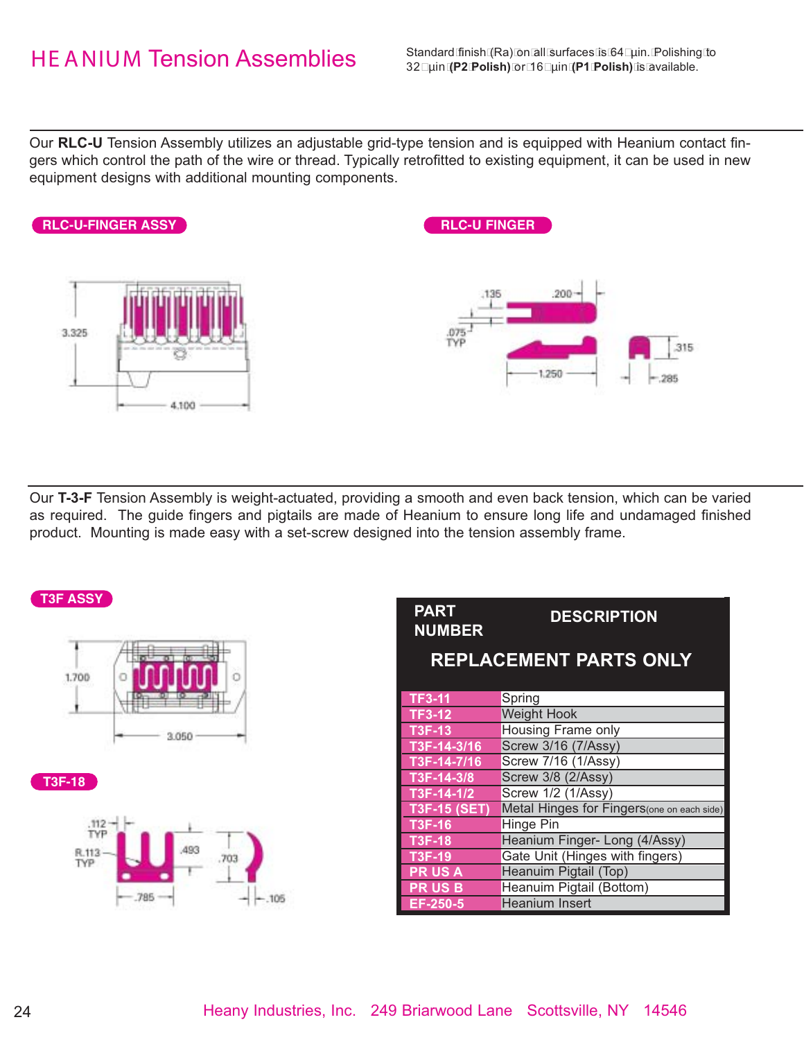# HEANIUM Tension Assemblies

Standard finish (Ra) on all surfaces is 64 µin. Polishing to 32 µin **(P2 Polish)** or 16 µin **(P1 Polish)** is available.

Our **RLC-U** Tension Assembly utilizes an adjustable grid-type tension and is equipped with Heanium contact fingers which control the path of the wire or thread. Typically retrofitted to existing equipment, it can be used in new equipment designs with additional mounting components.

**RLC-U-FINGER ASSY**

3.325

4.100

**RLC-U FINGER**

.135
.200
.075 TYP
1.250
.315
.285

Our **T-3-F** Tension Assembly is weight-actuated, providing a smooth and even back tension, which can be varied as required. The guide fingers and pigtails are made of Heanium to ensure long life and undamaged finished product. Mounting is made easy with a set-screw designed into the tension assembly frame.

**T3F ASSY**

1.700

3.050

**T3F-18**

.112 TYP
R.113 TYP
.493
.703
.785
.105

| PART NUMBER | DESCRIPTION |
|---|---|
| **REPLACEMENT PARTS ONLY** | |
| TF3-11 | Spring |
| TF3-12 | Weight Hook |
| T3F-13 | Housing Frame only |
| T3F-14-3/16 | Screw 3/16 (7/Assy) |
| T3F-14-7/16 | Screw 7/16 (1/Assy) |
| T3F-14-3/8 | Screw 3/8 (2/Assy) |
| T3F-14-1/2 | Screw 1/2 (1/Assy) |
| T3F-15 (SET) | Metal Hinges for Fingers (one on each side) |
| T3F-16 | Hinge Pin |
| T3F-18 | Heanium Finger- Long (4/Assy) |
| T3F-19 | Gate Unit (Hinges with fingers) |
| PR US A | Heanuim Pigtail (Top) |
| PR US B | Heanuim Pigtail (Bottom) |
| EF-250-5 | Heanium Insert |

Heany Industries, Inc. 249 Briarwood Lane Scottsville, NY 14546